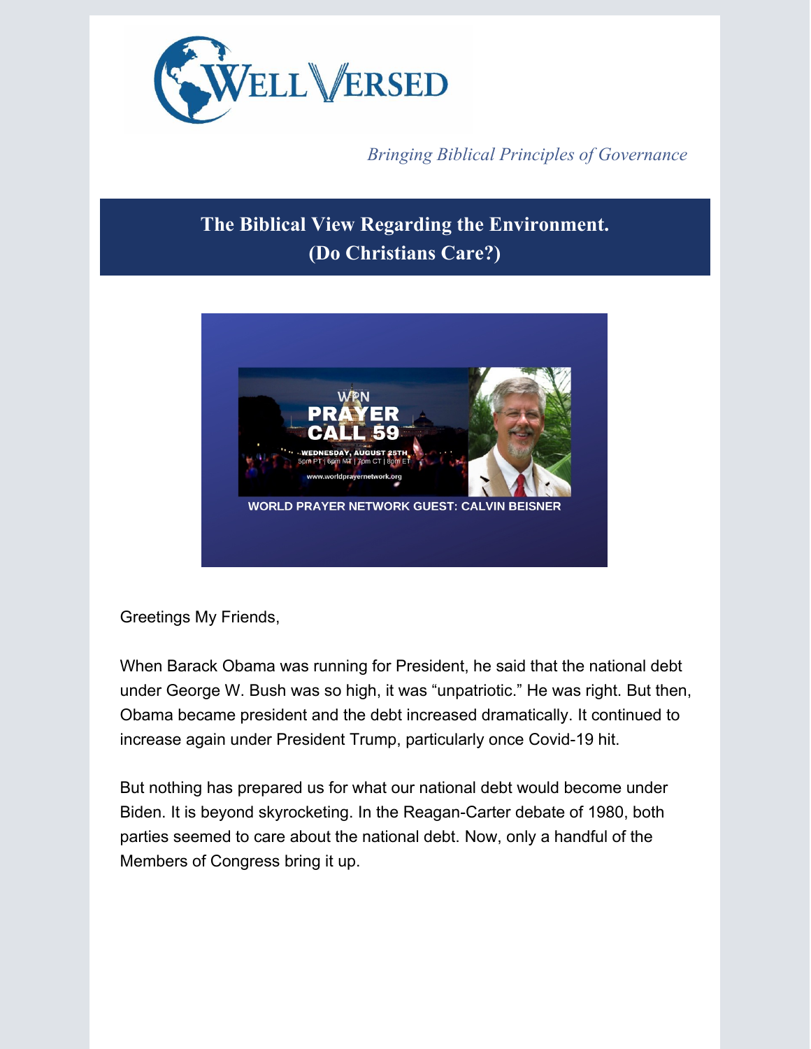WELL VERSED

*Bringing Biblical Principles of Governance*

# The Biblical View Regarding the Environment. (Do Christians Care?)

WPN PRAYER CALL 59

WEDNESDAY, AUGUST 25TH

5pm PT | 6pm MT | 7pm CT | 8pm ET

www.worldprayernetwork.org

WORLD PRAYER NETWORK GUEST: CALVIN BEISNER

Greetings My Friends,

When Barack Obama was running for President, he said that the national debt under George W. Bush was so high, it was "unpatriotic." He was right. But then, Obama became president and the debt increased dramatically. It continued to increase again under President Trump, particularly once Covid-19 hit.

But nothing has prepared us for what our national debt would become under Biden. It is beyond skyrocketing. In the Reagan-Carter debate of 1980, both parties seemed to care about the national debt. Now, only a handful of the Members of Congress bring it up.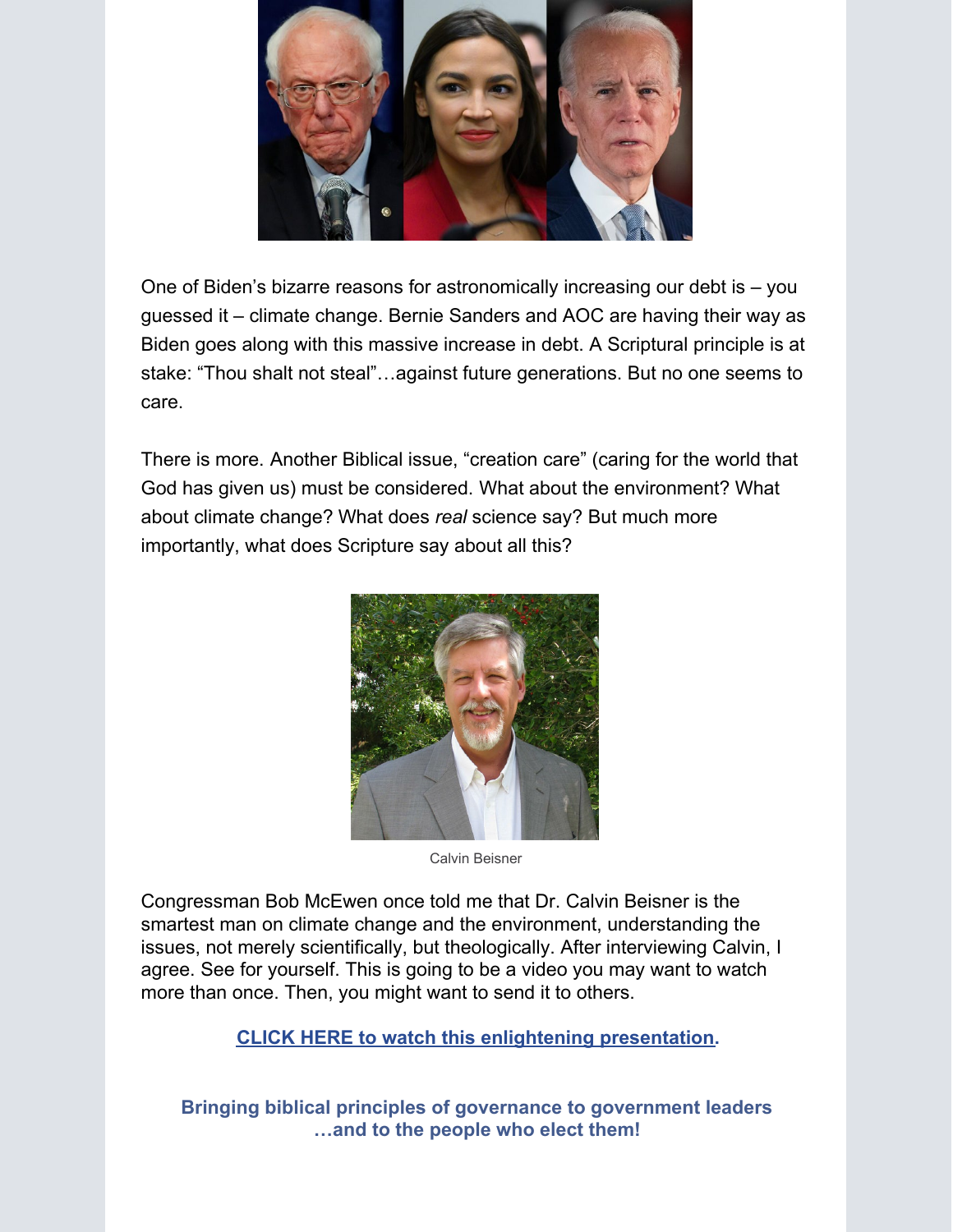One of Biden's bizarre reasons for astronomically increasing our debt is – you guessed it – climate change. Bernie Sanders and AOC are having their way as Biden goes along with this massive increase in debt. A Scriptural principle is at stake: "Thou shalt not steal"…against future generations. But no one seems to care.

There is more. Another Biblical issue, "creation care" (caring for the world that God has given us) must be considered. What about the environment? What about climate change? What does *real* science say? But much more importantly, what does Scripture say about all this?

Calvin Beisner

Congressman Bob McEwen once told me that Dr. Calvin Beisner is the smartest man on climate change and the environment, understanding the issues, not merely scientifically, but theologically. After interviewing Calvin, I agree. See for yourself. This is going to be a video you may want to watch more than once. Then, you might want to send it to others.

**CLICK HERE to watch this enlightening presentation.**

**Bringing biblical principles of governance to government leaders …and to the people who elect them!**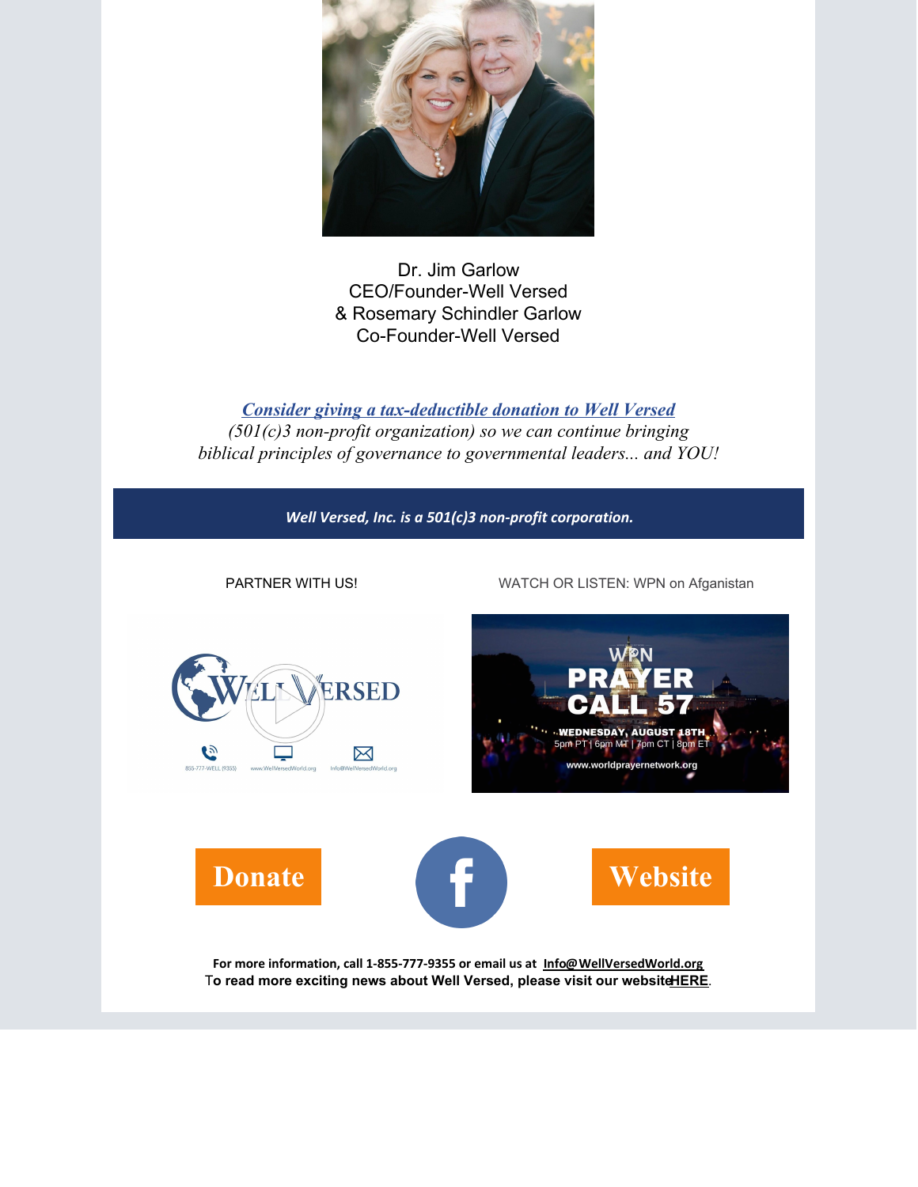Dr. Jim Garlow
CEO/Founder-Well Versed
& Rosemary Schindler Garlow
Co-Founder-Well Versed

***Consider giving a tax-deductible donation to Well Versed***
*(501(c)3 non-profit organization) so we can continue bringing biblical principles of governance to governmental leaders... and YOU!*

***Well Versed, Inc. is a 501(c)3 non-profit corporation.***

PARTNER WITH US!

WATCH OR LISTEN: WPN on Afganistan

Donate

Website

**For more information, call 1-855-777-9355 or email us at Info@WellVersedWorld.org**
**To read more exciting news about Well Versed, please visit our website HERE.**